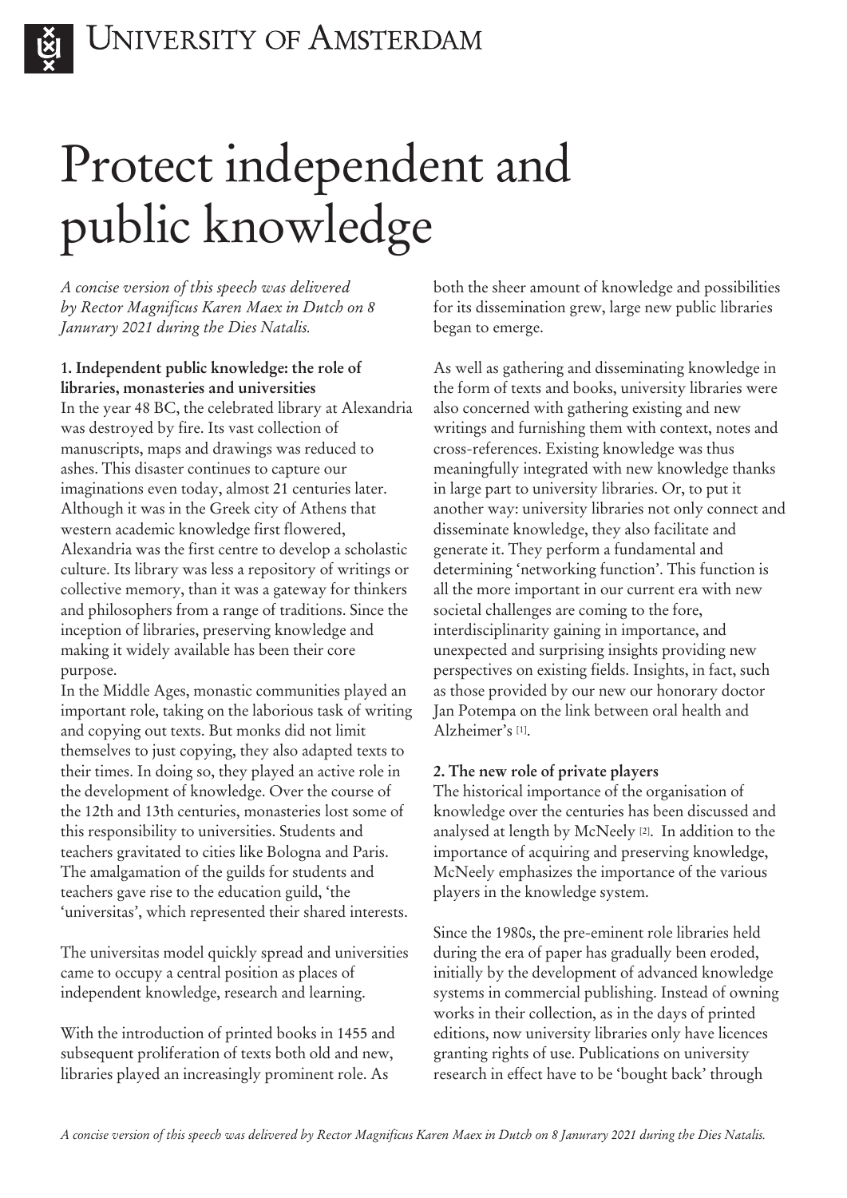# Protect independent and public knowledge

*A concise version of this speech was delivered by Rector Magnificus Karen Maex in Dutch on 8 Janurary 2021 during the Dies Natalis.*

**1. Independent public knowledge: the role of libraries, monasteries and universities**

In the year 48 BC, the celebrated library at Alexandria was destroyed by fire. Its vast collection of manuscripts, maps and drawings was reduced to ashes. This disaster continues to capture our imaginations even today, almost 21 centuries later. Although it was in the Greek city of Athens that western academic knowledge first flowered, Alexandria was the first centre to develop a scholastic culture. Its library was less a repository of writings or collective memory, than it was a gateway for thinkers and philosophers from a range of traditions. Since the inception of libraries, preserving knowledge and making it widely available has been their core purpose.

In the Middle Ages, monastic communities played an important role, taking on the laborious task of writing and copying out texts. But monks did not limit themselves to just copying, they also adapted texts to their times. In doing so, they played an active role in the development of knowledge. Over the course of the 12th and 13th centuries, monasteries lost some of this responsibility to universities. Students and teachers gravitated to cities like Bologna and Paris. The amalgamation of the guilds for students and teachers gave rise to the education guild, 'the 'universitas', which represented their shared interests.

The universitas model quickly spread and universities came to occupy a central position as places of independent knowledge, research and learning.

With the introduction of printed books in 1455 and subsequent proliferation of texts both old and new, libraries played an increasingly prominent role. As both the sheer amount of knowledge and possibilities for its dissemination grew, large new public libraries began to emerge.

As well as gathering and disseminating knowledge in the form of texts and books, university libraries were also concerned with gathering existing and new writings and furnishing them with context, notes and cross-references. Existing knowledge was thus meaningfully integrated with new knowledge thanks in large part to university libraries. Or, to put it another way: university libraries not only connect and disseminate knowledge, they also facilitate and generate it. They perform a fundamental and determining 'networking function'. This function is all the more important in our current era with new societal challenges are coming to the fore, interdisciplinarity gaining in importance, and unexpected and surprising insights providing new perspectives on existing fields. Insights, in fact, such as those provided by our new our honorary doctor Jan Potempa on the link between oral health and Alzheimer's [1].

**2. The new role of private players**

The historical importance of the organisation of knowledge over the centuries has been discussed and analysed at length by McNeely [2]. In addition to the importance of acquiring and preserving knowledge, McNeely emphasizes the importance of the various players in the knowledge system.

Since the 1980s, the pre-eminent role libraries held during the era of paper has gradually been eroded, initially by the development of advanced knowledge systems in commercial publishing. Instead of owning works in their collection, as in the days of printed editions, now university libraries only have licences granting rights of use. Publications on university research in effect have to be 'bought back' through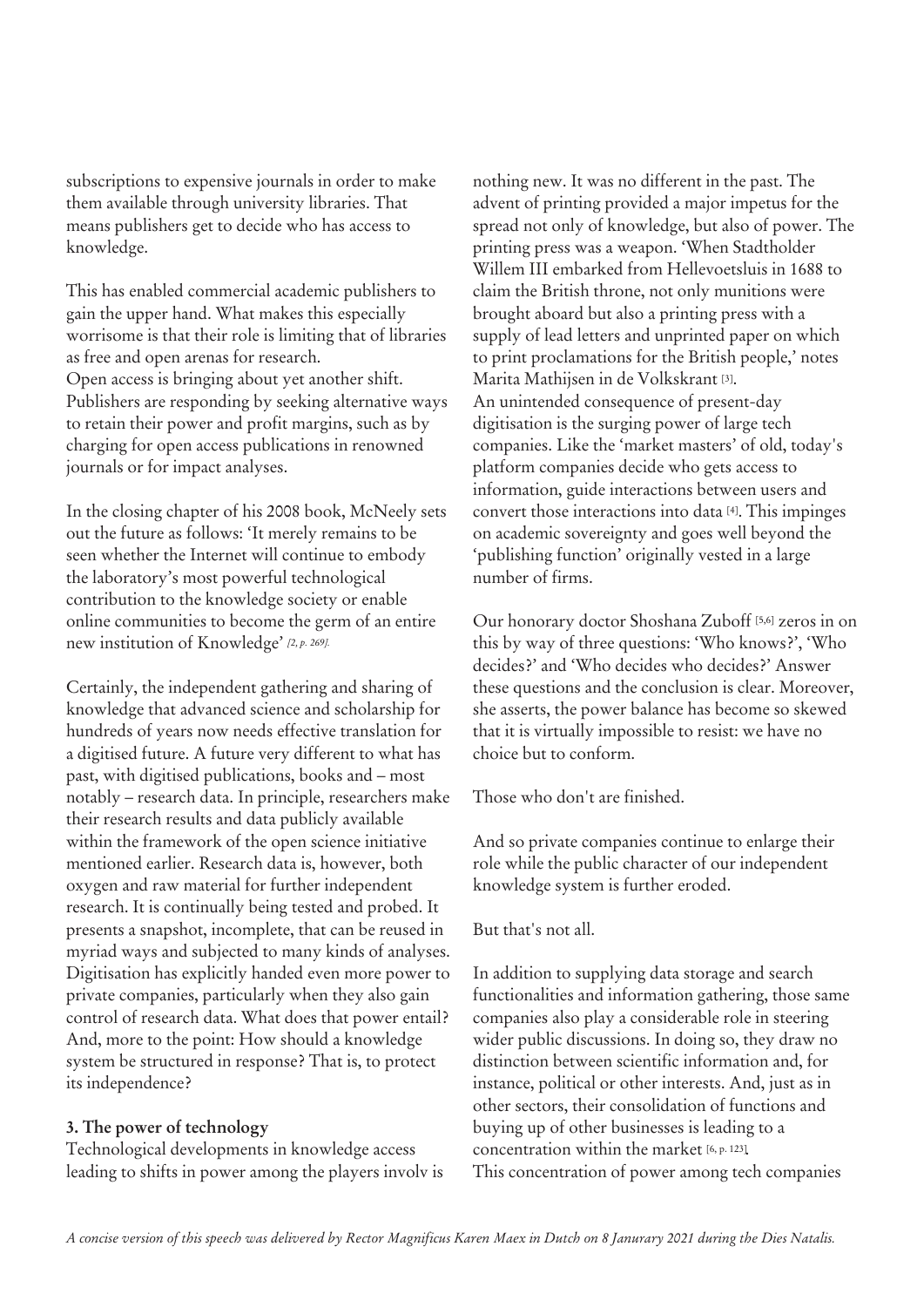subscriptions to expensive journals in order to make them available through university libraries. That means publishers get to decide who has access to knowledge.

This has enabled commercial academic publishers to gain the upper hand. What makes this especially worrisome is that their role is limiting that of libraries as free and open arenas for research.
Open access is bringing about yet another shift. Publishers are responding by seeking alternative ways to retain their power and profit margins, such as by charging for open access publications in renowned journals or for impact analyses.

In the closing chapter of his 2008 book, McNeely sets out the future as follows: 'It merely remains to be seen whether the Internet will continue to embody the laboratory's most powerful technological contribution to the knowledge society or enable online communities to become the germ of an entire new institution of Knowledge' [2, p. 269].

Certainly, the independent gathering and sharing of knowledge that advanced science and scholarship for hundreds of years now needs effective translation for a digitised future. A future very different to what has past, with digitised publications, books and – most notably – research data. In principle, researchers make their research results and data publicly available within the framework of the open science initiative mentioned earlier. Research data is, however, both oxygen and raw material for further independent research. It is continually being tested and probed. It presents a snapshot, incomplete, that can be reused in myriad ways and subjected to many kinds of analyses. Digitisation has explicitly handed even more power to private companies, particularly when they also gain control of research data. What does that power entail? And, more to the point: How should a knowledge system be structured in response? That is, to protect its independence?

### 3. The power of technology

Technological developments in knowledge access leading to shifts in power among the players involv is nothing new. It was no different in the past. The advent of printing provided a major impetus for the spread not only of knowledge, but also of power. The printing press was a weapon. 'When Stadtholder Willem III embarked from Hellevoetsluis in 1688 to claim the British throne, not only munitions were brought aboard but also a printing press with a supply of lead letters and unprinted paper on which to print proclamations for the British people,' notes Marita Mathijsen in de Volkskrant [3].
An unintended consequence of present-day digitisation is the surging power of large tech companies. Like the 'market masters' of old, today's platform companies decide who gets access to information, guide interactions between users and convert those interactions into data [4]. This impinges on academic sovereignty and goes well beyond the 'publishing function' originally vested in a large number of firms.

Our honorary doctor Shoshana Zuboff [5,6] zeros in on this by way of three questions: 'Who knows?', 'Who decides?' and 'Who decides who decides?' Answer these questions and the conclusion is clear. Moreover, she asserts, the power balance has become so skewed that it is virtually impossible to resist: we have no choice but to conform.

Those who don't are finished.

And so private companies continue to enlarge their role while the public character of our independent knowledge system is further eroded.

But that's not all.

In addition to supplying data storage and search functionalities and information gathering, those same companies also play a considerable role in steering wider public discussions. In doing so, they draw no distinction between scientific information and, for instance, political or other interests. And, just as in other sectors, their consolidation of functions and buying up of other businesses is leading to a concentration within the market [6, p. 123].
This concentration of power among tech companies

*A concise version of this speech was delivered by Rector Magnificus Karen Maex in Dutch on 8 Janurary 2021 during the Dies Natalis.*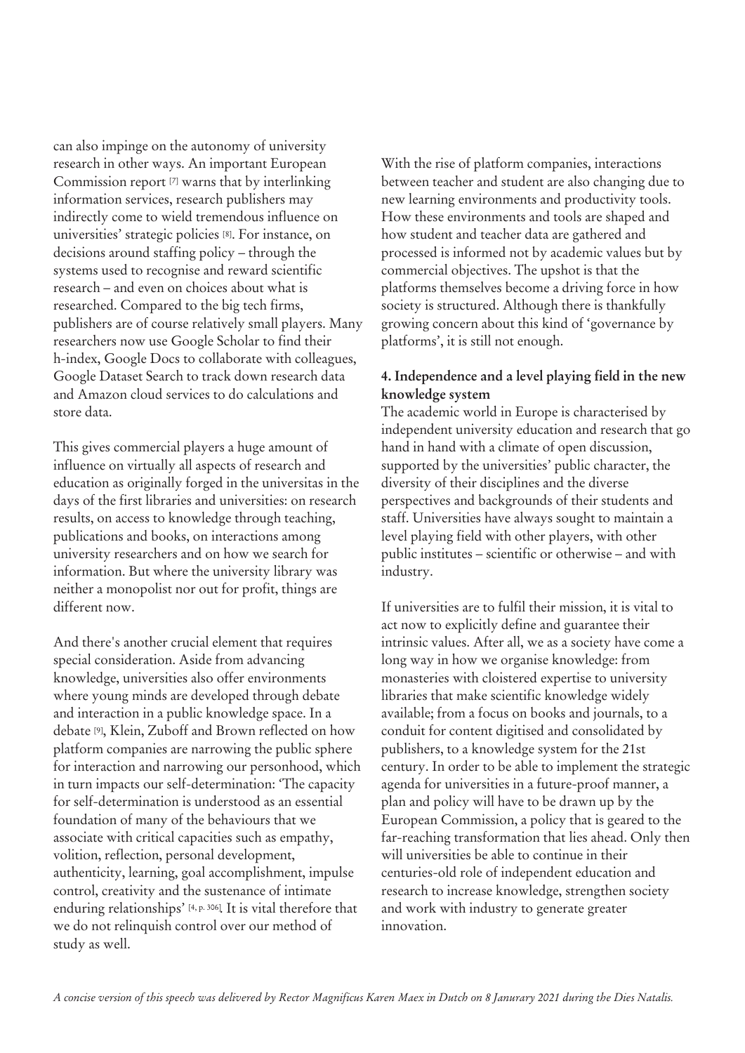can also impinge on the autonomy of university research in other ways. An important European Commission report [7] warns that by interlinking information services, research publishers may indirectly come to wield tremendous influence on universities' strategic policies [8]. For instance, on decisions around staffing policy – through the systems used to recognise and reward scientific research – and even on choices about what is researched. Compared to the big tech firms, publishers are of course relatively small players. Many researchers now use Google Scholar to find their h-index, Google Docs to collaborate with colleagues, Google Dataset Search to track down research data and Amazon cloud services to do calculations and store data.

This gives commercial players a huge amount of influence on virtually all aspects of research and education as originally forged in the universitas in the days of the first libraries and universities: on research results, on access to knowledge through teaching, publications and books, on interactions among university researchers and on how we search for information. But where the university library was neither a monopolist nor out for profit, things are different now.

And there's another crucial element that requires special consideration. Aside from advancing knowledge, universities also offer environments where young minds are developed through debate and interaction in a public knowledge space. In a debate [9], Klein, Zuboff and Brown reflected on how platform companies are narrowing the public sphere for interaction and narrowing our personhood, which in turn impacts our self-determination: 'The capacity for self-determination is understood as an essential foundation of many of the behaviours that we associate with critical capacities such as empathy, volition, reflection, personal development, authenticity, learning, goal accomplishment, impulse control, creativity and the sustenance of intimate enduring relationships' [4, p. 306]. It is vital therefore that we do not relinquish control over our method of study as well.

With the rise of platform companies, interactions between teacher and student are also changing due to new learning environments and productivity tools. How these environments and tools are shaped and how student and teacher data are gathered and processed is informed not by academic values but by commercial objectives. The upshot is that the platforms themselves become a driving force in how society is structured. Although there is thankfully growing concern about this kind of 'governance by platforms', it is still not enough.

**4. Independence and a level playing field in the new knowledge system**

The academic world in Europe is characterised by independent university education and research that go hand in hand with a climate of open discussion, supported by the universities' public character, the diversity of their disciplines and the diverse perspectives and backgrounds of their students and staff. Universities have always sought to maintain a level playing field with other players, with other public institutes – scientific or otherwise – and with industry.

If universities are to fulfil their mission, it is vital to act now to explicitly define and guarantee their intrinsic values. After all, we as a society have come a long way in how we organise knowledge: from monasteries with cloistered expertise to university libraries that make scientific knowledge widely available; from a focus on books and journals, to a conduit for content digitised and consolidated by publishers, to a knowledge system for the 21st century. In order to be able to implement the strategic agenda for universities in a future-proof manner, a plan and policy will have to be drawn up by the European Commission, a policy that is geared to the far-reaching transformation that lies ahead. Only then will universities be able to continue in their centuries-old role of independent education and research to increase knowledge, strengthen society and work with industry to generate greater innovation.

*A concise version of this speech was delivered by Rector Magnificus Karen Maex in Dutch on 8 Janurary 2021 during the Dies Natalis.*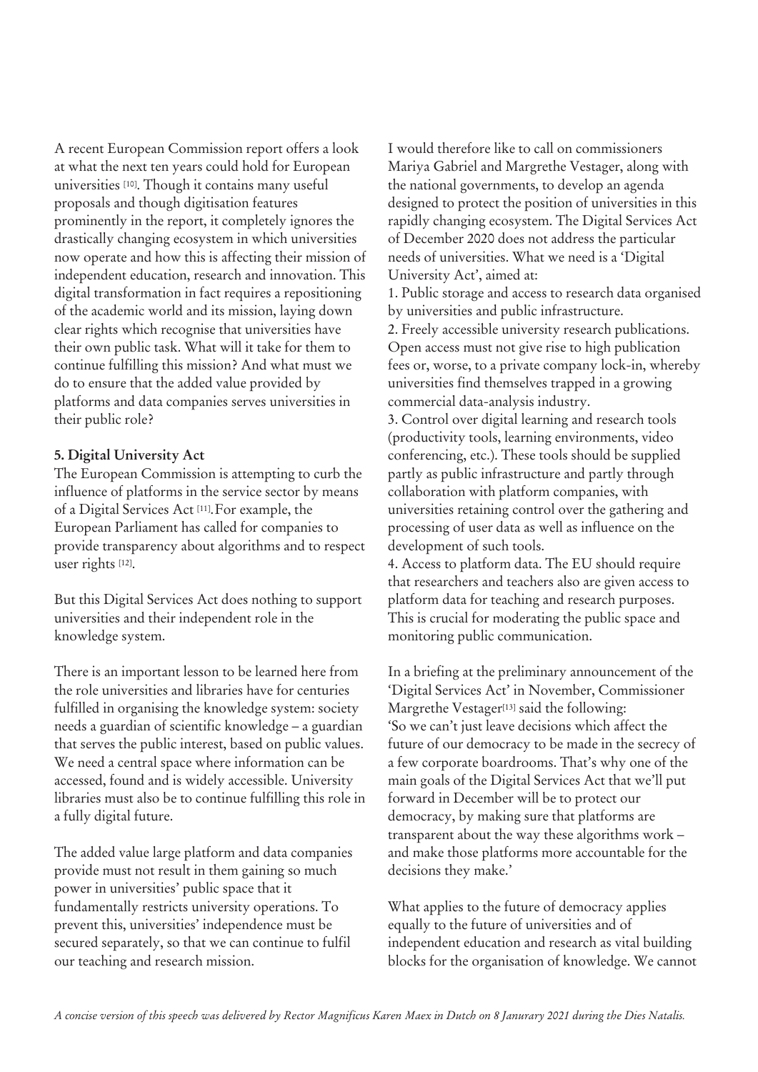A recent European Commission report offers a look at what the next ten years could hold for European universities [10]. Though it contains many useful proposals and though digitisation features prominently in the report, it completely ignores the drastically changing ecosystem in which universities now operate and how this is affecting their mission of independent education, research and innovation. This digital transformation in fact requires a repositioning of the academic world and its mission, laying down clear rights which recognise that universities have their own public task. What will it take for them to continue fulfilling this mission? And what must we do to ensure that the added value provided by platforms and data companies serves universities in their public role?

**5. Digital University Act**

The European Commission is attempting to curb the influence of platforms in the service sector by means of a Digital Services Act [11]. For example, the European Parliament has called for companies to provide transparency about algorithms and to respect user rights [12].

But this Digital Services Act does nothing to support universities and their independent role in the knowledge system.

There is an important lesson to be learned here from the role universities and libraries have for centuries fulfilled in organising the knowledge system: society needs a guardian of scientific knowledge – a guardian that serves the public interest, based on public values. We need a central space where information can be accessed, found and is widely accessible. University libraries must also be to continue fulfilling this role in a fully digital future.

The added value large platform and data companies provide must not result in them gaining so much power in universities' public space that it fundamentally restricts university operations. To prevent this, universities' independence must be secured separately, so that we can continue to fulfil our teaching and research mission.

I would therefore like to call on commissioners Mariya Gabriel and Margrethe Vestager, along with the national governments, to develop an agenda designed to protect the position of universities in this rapidly changing ecosystem. The Digital Services Act of December 2020 does not address the particular needs of universities. What we need is a 'Digital University Act', aimed at:

1. Public storage and access to research data organised by universities and public infrastructure.
2. Freely accessible university research publications. Open access must not give rise to high publication fees or, worse, to a private company lock-in, whereby universities find themselves trapped in a growing commercial data-analysis industry.
3. Control over digital learning and research tools (productivity tools, learning environments, video conferencing, etc.). These tools should be supplied partly as public infrastructure and partly through collaboration with platform companies, with universities retaining control over the gathering and processing of user data as well as influence on the development of such tools.
4. Access to platform data. The EU should require that researchers and teachers also are given access to platform data for teaching and research purposes. This is crucial for moderating the public space and monitoring public communication.

In a briefing at the preliminary announcement of the 'Digital Services Act' in November, Commissioner Margrethe Vestager[13] said the following:
'So we can't just leave decisions which affect the future of our democracy to be made in the secrecy of a few corporate boardrooms. That's why one of the main goals of the Digital Services Act that we'll put forward in December will be to protect our democracy, by making sure that platforms are transparent about the way these algorithms work – and make those platforms more accountable for the decisions they make.'

What applies to the future of democracy applies equally to the future of universities and of independent education and research as vital building blocks for the organisation of knowledge. We cannot

*A concise version of this speech was delivered by Rector Magnificus Karen Maex in Dutch on 8 Janurary 2021 during the Dies Natalis.*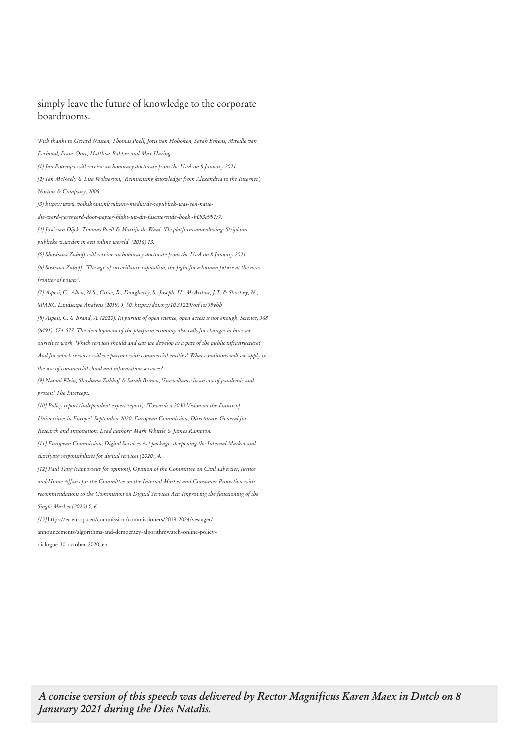simply leave the future of knowledge to the corporate boardrooms.

*With thanks to Gerard Nijsten, Thomas Poell, Joris van Hoboken, Sarah Eskens, Mireille van Eechoud, Frans Oort, Matthias Bakker and Max Haring.*

*[1] Jan Potempa will receive an honorary doctorate from the UvA on 8 January 2021.*

*[2] Ian McNeely & Lisa Wolverton, 'Reinventing knowledge: from Alexandria to the Internet', Norton & Company, 2008*

*[3] https://www.volkskrant.nl/cultuur-media/de-republiek-was-een-natie-die-werd-geregeerd-door-papier-blijkt-uit-dit-fascinerende-boek~b693a991/7.*

*[4] José van Dijck, Thomas Poell & Martijn de Waal, 'De platformsamenleving: Strijd om publieke waarden in een online wereld' (2016) 13.*

*[5] Shoshana Zuboff will receive an honorary doctorate from the UvA on 8 January 2021*

*[6] Soshana Zuboff, 'The age of surveillance capitalism, the fight for a human future at the new frontier of power'.*

*[7] Aspesi, C., Allen, N.S., Crow, R., Daugherty, S., Joseph, H., McArthur, J.T. & Shockey, N., SPARC Landscape Analysis (2019) 5, 50. https://doi.org/10.31229/osf.io/58yhb*

*[8] Aspesi, C. & Brand, A. (2020). In pursuit of open science, open access is not enough. Science, 368 (6491), 574-577. The development of the platform economy also calls for changes in how we ourselves work. Which services should and can we develop as a part of the public infrastructure? And for which services will we partner with commercial entities? What conditions will we apply to the use of commercial cloud and information services?*

*[9] Naomi Klein, Shoshana Zubhof & Surah Brown, 'Surveillance in an era of pandemic and protest' The Intercept.*

*[10] Policy report (independent expert report): 'Towards a 2030 Vision on the Future of Universities in Europe', September 2020, European Commission, Directorate-General for Research and Innovation. Lead authors: Mark Whittle & James Rampton.*

*[11] European Commission, Digital Services Act package: deepening the Internal Market and clarifying responsibilities for digital services (2020), 4.*

*[12] Paul Tang (rapporteur for opinion), Opinion of the Committee on Civil Liberties, Justice and Home Affairs for the Committee on the Internal Market and Consumer Protection with recommendations to the Commission on Digital Services Act: Improving the functioning of the Single Market (2020) 5, 6.*

*[13]* https://ec.europa.eu/commission/commissioners/2019-2024/vestager/announcements/algorithms-and-democracy-algorithmwatch-online-policy-dialogue-30-october-2020_en

***A concise version of this speech was delivered by Rector Magnificus Karen Maex in Dutch on 8 Janurary 2021 during the Dies Natalis.***